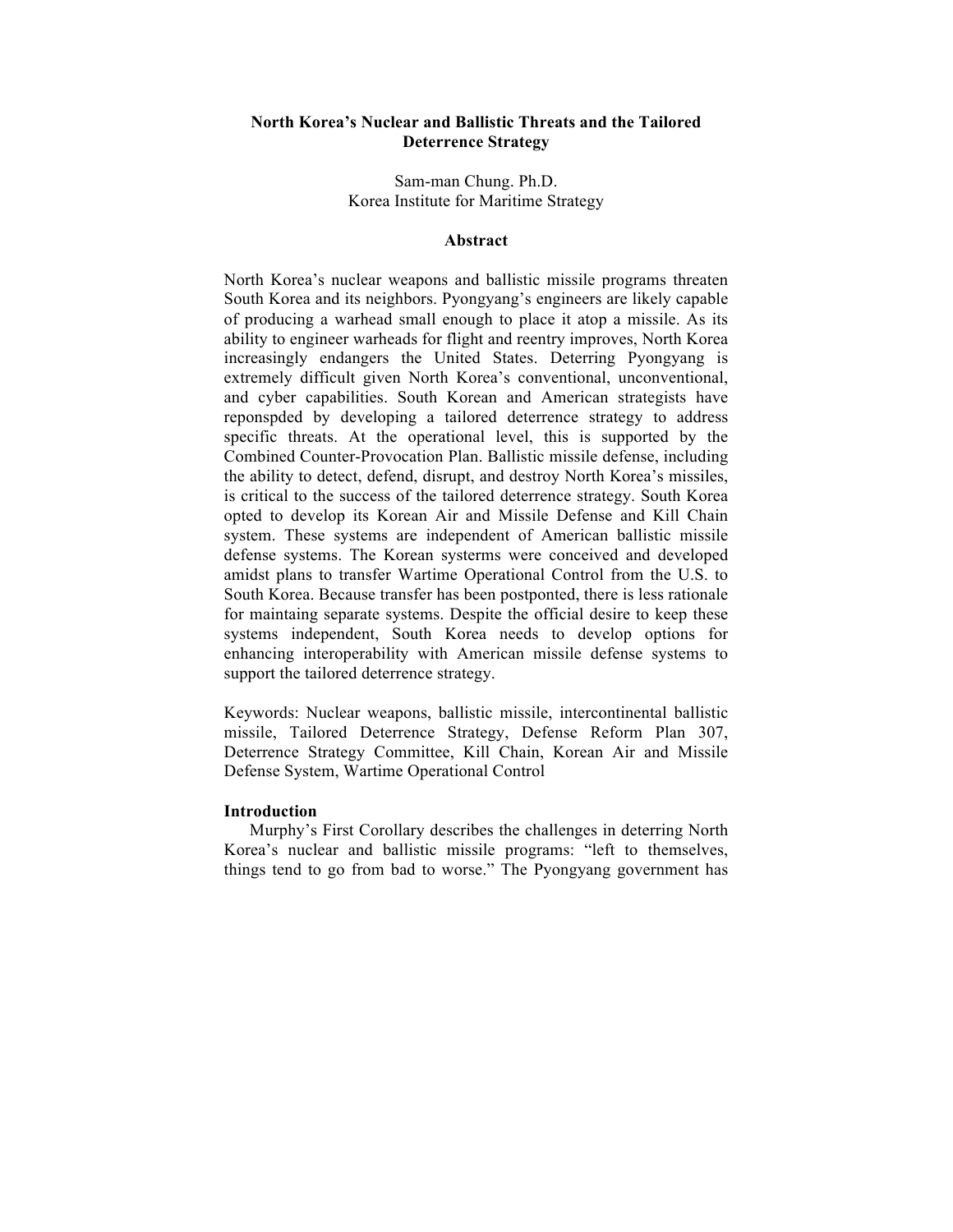# North Korea's Nuclear and Ballistic Threats and the Tailored Deterrence Strategy

Sam-man Chung. Ph.D.
Korea Institute for Maritime Strategy

## Abstract

North Korea's nuclear weapons and ballistic missile programs threaten South Korea and its neighbors. Pyongyang's engineers are likely capable of producing a warhead small enough to place it atop a missile. As its ability to engineer warheads for flight and reentry improves, North Korea increasingly endangers the United States. Deterring Pyongyang is extremely difficult given North Korea's conventional, unconventional, and cyber capabilities. South Korean and American strategists have reponspded by developing a tailored deterrence strategy to address specific threats. At the operational level, this is supported by the Combined Counter-Provocation Plan. Ballistic missile defense, including the ability to detect, defend, disrupt, and destroy North Korea's missiles, is critical to the success of the tailored deterrence strategy. South Korea opted to develop its Korean Air and Missile Defense and Kill Chain system. These systems are independent of American ballistic missile defense systems. The Korean systerms were conceived and developed amidst plans to transfer Wartime Operational Control from the U.S. to South Korea. Because transfer has been postponted, there is less rationale for maintaing separate systems. Despite the official desire to keep these systems independent, South Korea needs to develop options for enhancing interoperability with American missile defense systems to support the tailored deterrence strategy.

Keywords: Nuclear weapons, ballistic missile, intercontinental ballistic missile, Tailored Deterrence Strategy, Defense Reform Plan 307, Deterrence Strategy Committee, Kill Chain, Korean Air and Missile Defense System, Wartime Operational Control

## Introduction

Murphy's First Corollary describes the challenges in deterring North Korea's nuclear and ballistic missile programs: "left to themselves, things tend to go from bad to worse." The Pyongyang government has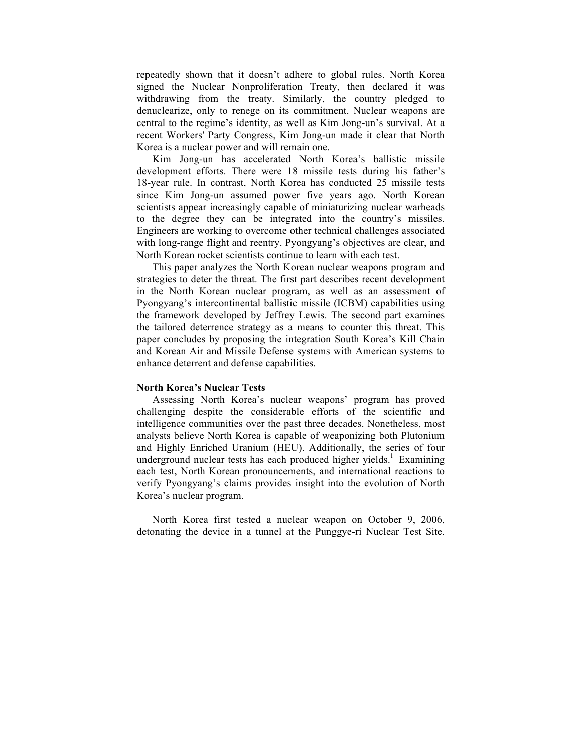repeatedly shown that it doesn't adhere to global rules. North Korea signed the Nuclear Nonproliferation Treaty, then declared it was withdrawing from the treaty. Similarly, the country pledged to denuclearize, only to renege on its commitment. Nuclear weapons are central to the regime's identity, as well as Kim Jong-un's survival. At a recent Workers' Party Congress, Kim Jong-un made it clear that North Korea is a nuclear power and will remain one.

Kim Jong-un has accelerated North Korea's ballistic missile development efforts. There were 18 missile tests during his father's 18-year rule. In contrast, North Korea has conducted 25 missile tests since Kim Jong-un assumed power five years ago. North Korean scientists appear increasingly capable of miniaturizing nuclear warheads to the degree they can be integrated into the country's missiles. Engineers are working to overcome other technical challenges associated with long-range flight and reentry. Pyongyang's objectives are clear, and North Korean rocket scientists continue to learn with each test.

This paper analyzes the North Korean nuclear weapons program and strategies to deter the threat. The first part describes recent development in the North Korean nuclear program, as well as an assessment of Pyongyang's intercontinental ballistic missile (ICBM) capabilities using the framework developed by Jeffrey Lewis. The second part examines the tailored deterrence strategy as a means to counter this threat. This paper concludes by proposing the integration South Korea's Kill Chain and Korean Air and Missile Defense systems with American systems to enhance deterrent and defense capabilities.

**North Korea's Nuclear Tests**

Assessing North Korea's nuclear weapons' program has proved challenging despite the considerable efforts of the scientific and intelligence communities over the past three decades. Nonetheless, most analysts believe North Korea is capable of weaponizing both Plutonium and Highly Enriched Uranium (HEU). Additionally, the series of four underground nuclear tests has each produced higher yields.[1] Examining each test, North Korean pronouncements, and international reactions to verify Pyongyang's claims provides insight into the evolution of North Korea's nuclear program.

North Korea first tested a nuclear weapon on October 9, 2006, detonating the device in a tunnel at the Punggye-ri Nuclear Test Site.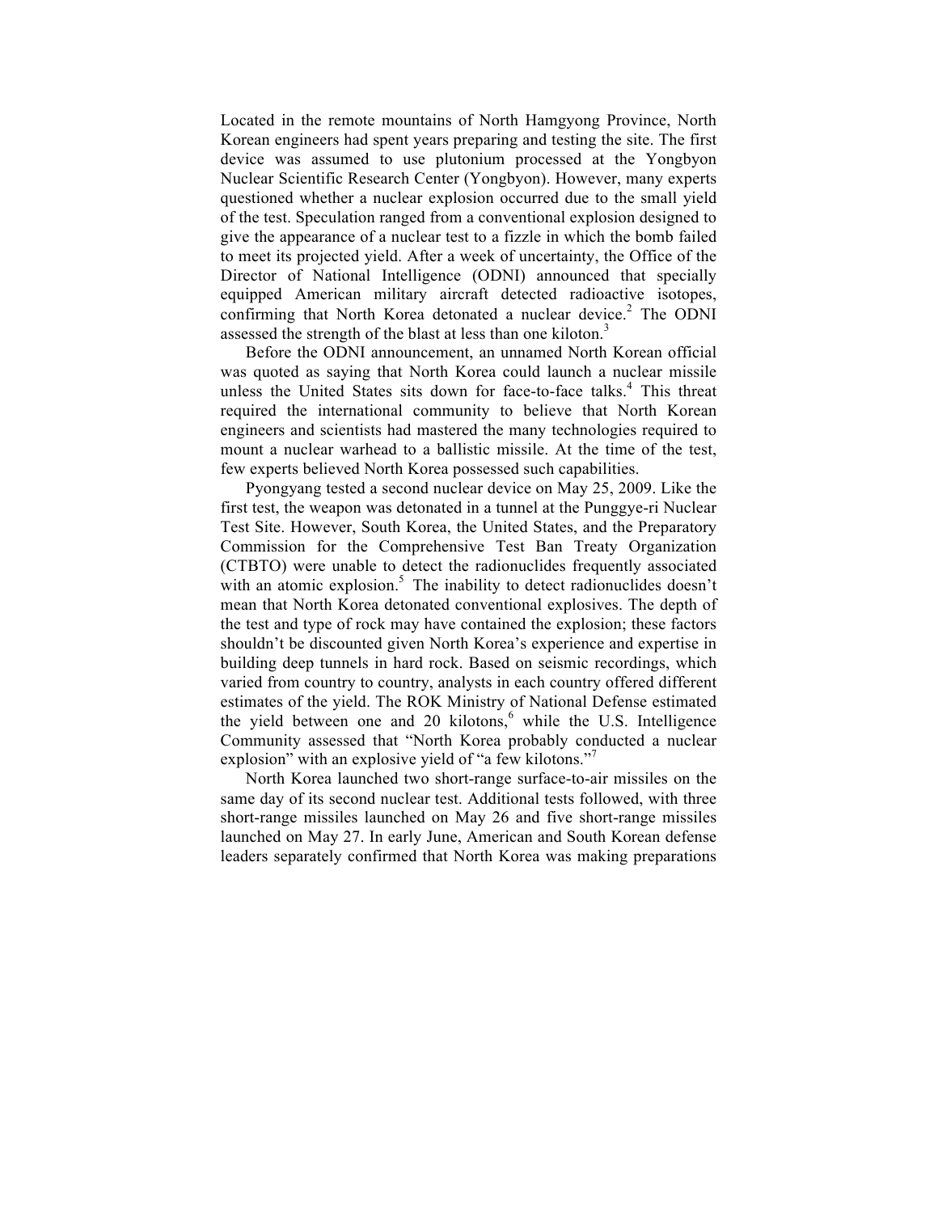Located in the remote mountains of North Hamgyong Province, North Korean engineers had spent years preparing and testing the site. The first device was assumed to use plutonium processed at the Yongbyon Nuclear Scientific Research Center (Yongbyon). However, many experts questioned whether a nuclear explosion occurred due to the small yield of the test. Speculation ranged from a conventional explosion designed to give the appearance of a nuclear test to a fizzle in which the bomb failed to meet its projected yield. After a week of uncertainty, the Office of the Director of National Intelligence (ODNI) announced that specially equipped American military aircraft detected radioactive isotopes, confirming that North Korea detonated a nuclear device.[2] The ODNI assessed the strength of the blast at less than one kiloton.[3]

Before the ODNI announcement, an unnamed North Korean official was quoted as saying that North Korea could launch a nuclear missile unless the United States sits down for face-to-face talks.[4] This threat required the international community to believe that North Korean engineers and scientists had mastered the many technologies required to mount a nuclear warhead to a ballistic missile. At the time of the test, few experts believed North Korea possessed such capabilities.

Pyongyang tested a second nuclear device on May 25, 2009. Like the first test, the weapon was detonated in a tunnel at the Punggye-ri Nuclear Test Site. However, South Korea, the United States, and the Preparatory Commission for the Comprehensive Test Ban Treaty Organization (CTBTO) were unable to detect the radionuclides frequently associated with an atomic explosion.[5] The inability to detect radionuclides doesn't mean that North Korea detonated conventional explosives. The depth of the test and type of rock may have contained the explosion; these factors shouldn't be discounted given North Korea's experience and expertise in building deep tunnels in hard rock. Based on seismic recordings, which varied from country to country, analysts in each country offered different estimates of the yield. The ROK Ministry of National Defense estimated the yield between one and 20 kilotons,[6] while the U.S. Intelligence Community assessed that "North Korea probably conducted a nuclear explosion" with an explosive yield of "a few kilotons."[7]

North Korea launched two short-range surface-to-air missiles on the same day of its second nuclear test. Additional tests followed, with three short-range missiles launched on May 26 and five short-range missiles launched on May 27. In early June, American and South Korean defense leaders separately confirmed that North Korea was making preparations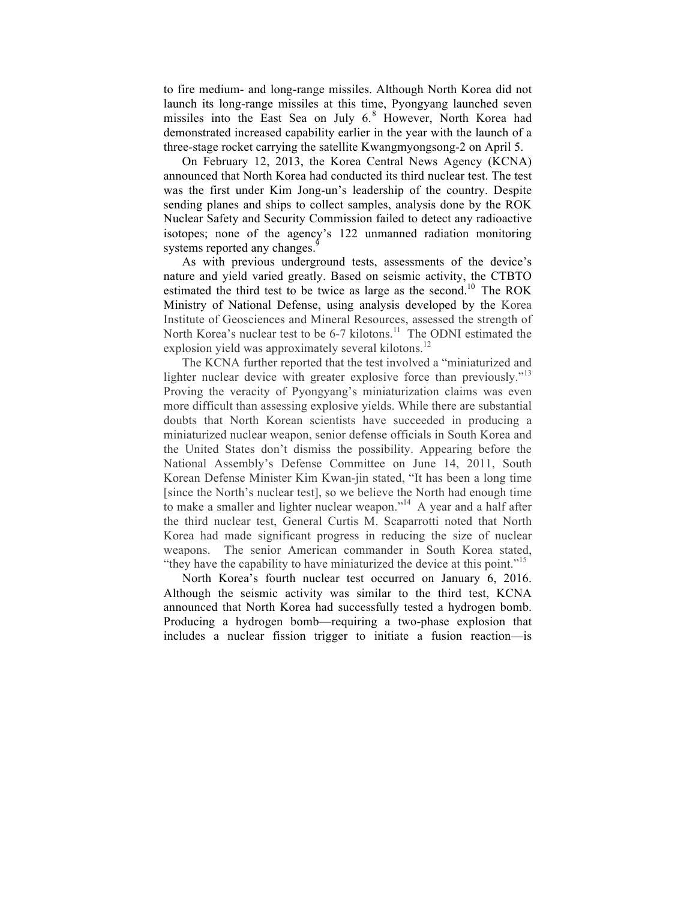to fire medium- and long-range missiles. Although North Korea did not launch its long-range missiles at this time, Pyongyang launched seven missiles into the East Sea on July 6.[8] However, North Korea had demonstrated increased capability earlier in the year with the launch of a three-stage rocket carrying the satellite Kwangmyongsong-2 on April 5.

On February 12, 2013, the Korea Central News Agency (KCNA) announced that North Korea had conducted its third nuclear test. The test was the first under Kim Jong-un's leadership of the country. Despite sending planes and ships to collect samples, analysis done by the ROK Nuclear Safety and Security Commission failed to detect any radioactive isotopes; none of the agency's 122 unmanned radiation monitoring systems reported any changes.[9]

As with previous underground tests, assessments of the device's nature and yield varied greatly. Based on seismic activity, the CTBTO estimated the third test to be twice as large as the second.[10] The ROK Ministry of National Defense, using analysis developed by the Korea Institute of Geosciences and Mineral Resources, assessed the strength of North Korea's nuclear test to be 6-7 kilotons.[11] The ODNI estimated the explosion yield was approximately several kilotons.[12]

The KCNA further reported that the test involved a "miniaturized and lighter nuclear device with greater explosive force than previously."[13] Proving the veracity of Pyongyang's miniaturization claims was even more difficult than assessing explosive yields. While there are substantial doubts that North Korean scientists have succeeded in producing a miniaturized nuclear weapon, senior defense officials in South Korea and the United States don't dismiss the possibility. Appearing before the National Assembly's Defense Committee on June 14, 2011, South Korean Defense Minister Kim Kwan-jin stated, "It has been a long time [since the North's nuclear test], so we believe the North had enough time to make a smaller and lighter nuclear weapon."[14] A year and a half after the third nuclear test, General Curtis M. Scaparrotti noted that North Korea had made significant progress in reducing the size of nuclear weapons. The senior American commander in South Korea stated, "they have the capability to have miniaturized the device at this point."[15]

North Korea's fourth nuclear test occurred on January 6, 2016. Although the seismic activity was similar to the third test, KCNA announced that North Korea had successfully tested a hydrogen bomb. Producing a hydrogen bomb—requiring a two-phase explosion that includes a nuclear fission trigger to initiate a fusion reaction—is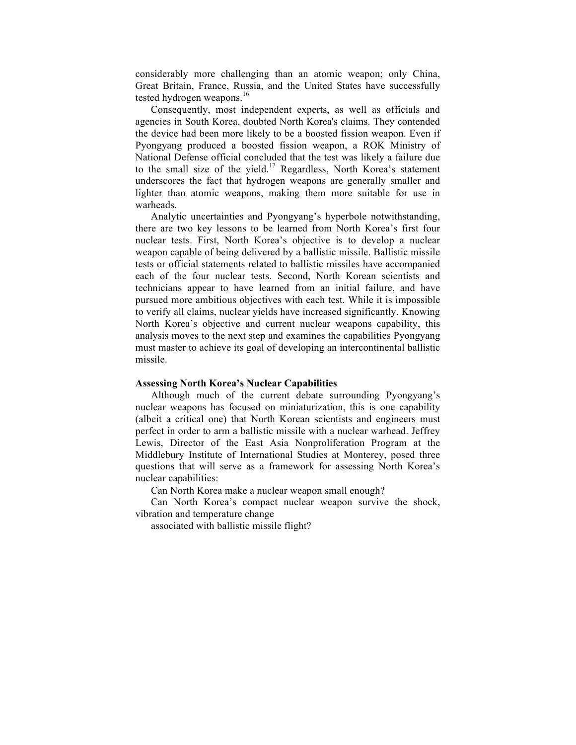considerably more challenging than an atomic weapon; only China, Great Britain, France, Russia, and the United States have successfully tested hydrogen weapons.[16]

Consequently, most independent experts, as well as officials and agencies in South Korea, doubted North Korea's claims. They contended the device had been more likely to be a boosted fission weapon. Even if Pyongyang produced a boosted fission weapon, a ROK Ministry of National Defense official concluded that the test was likely a failure due to the small size of the yield.[17] Regardless, North Korea's statement underscores the fact that hydrogen weapons are generally smaller and lighter than atomic weapons, making them more suitable for use in warheads.

Analytic uncertainties and Pyongyang's hyperbole notwithstanding, there are two key lessons to be learned from North Korea's first four nuclear tests. First, North Korea's objective is to develop a nuclear weapon capable of being delivered by a ballistic missile. Ballistic missile tests or official statements related to ballistic missiles have accompanied each of the four nuclear tests. Second, North Korean scientists and technicians appear to have learned from an initial failure, and have pursued more ambitious objectives with each test. While it is impossible to verify all claims, nuclear yields have increased significantly. Knowing North Korea's objective and current nuclear weapons capability, this analysis moves to the next step and examines the capabilities Pyongyang must master to achieve its goal of developing an intercontinental ballistic missile.

**Assessing North Korea's Nuclear Capabilities**

Although much of the current debate surrounding Pyongyang's nuclear weapons has focused on miniaturization, this is one capability (albeit a critical one) that North Korean scientists and engineers must perfect in order to arm a ballistic missile with a nuclear warhead. Jeffrey Lewis, Director of the East Asia Nonproliferation Program at the Middlebury Institute of International Studies at Monterey, posed three questions that will serve as a framework for assessing North Korea's nuclear capabilities:

Can North Korea make a nuclear weapon small enough?

Can North Korea's compact nuclear weapon survive the shock, vibration and temperature change associated with ballistic missile flight?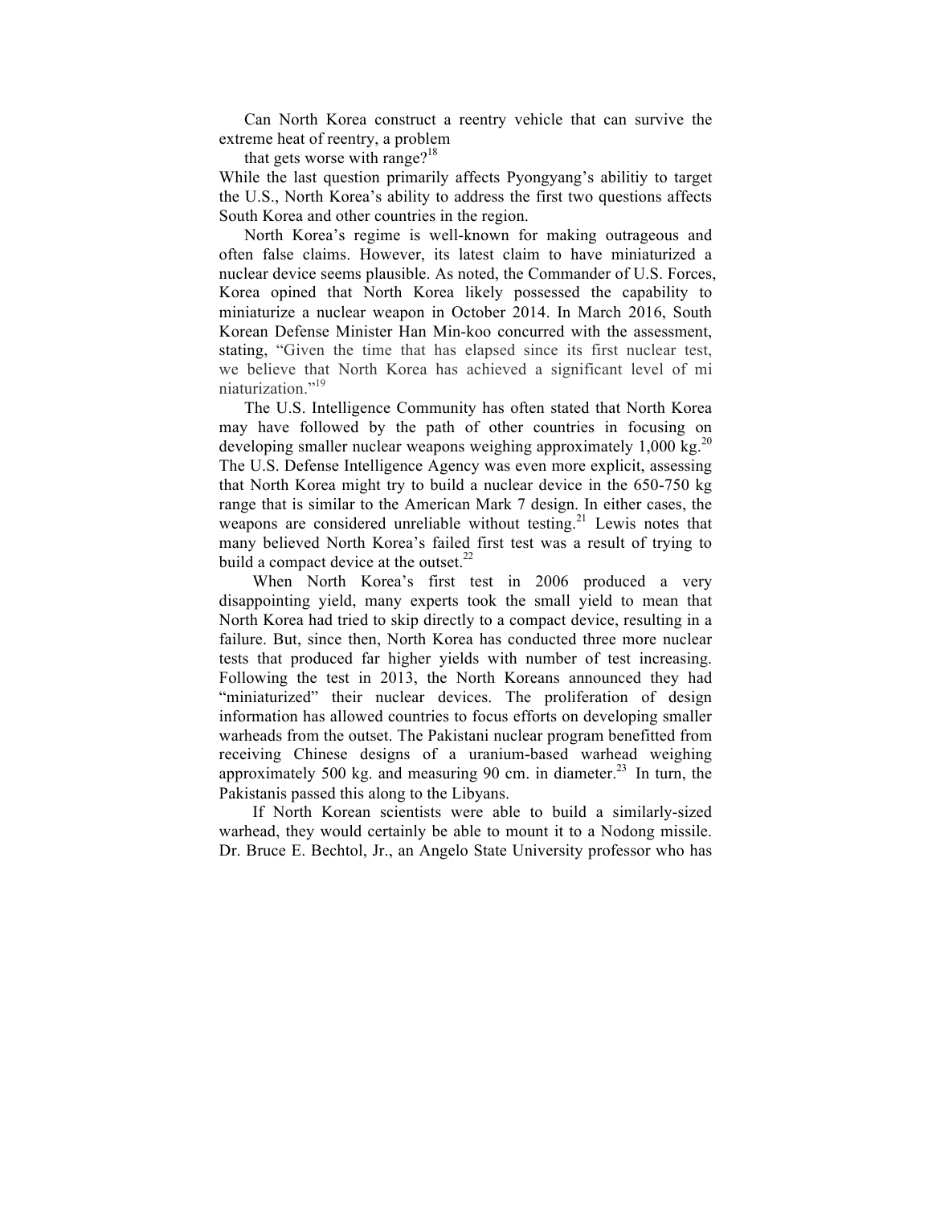Can North Korea construct a reentry vehicle that can survive the extreme heat of reentry, a problem

that gets worse with range?[18]

While the last question primarily affects Pyongyang's abilitiy to target the U.S., North Korea's ability to address the first two questions affects South Korea and other countries in the region.

North Korea's regime is well-known for making outrageous and often false claims. However, its latest claim to have miniaturized a nuclear device seems plausible. As noted, the Commander of U.S. Forces, Korea opined that North Korea likely possessed the capability to miniaturize a nuclear weapon in October 2014. In March 2016, South Korean Defense Minister Han Min-koo concurred with the assessment, stating, "Given the time that has elapsed since its first nuclear test, we believe that North Korea has achieved a significant level of mi niaturization."[19]

The U.S. Intelligence Community has often stated that North Korea may have followed by the path of other countries in focusing on developing smaller nuclear weapons weighing approximately 1,000 kg.[20] The U.S. Defense Intelligence Agency was even more explicit, assessing that North Korea might try to build a nuclear device in the 650-750 kg range that is similar to the American Mark 7 design. In either cases, the weapons are considered unreliable without testing.[21] Lewis notes that many believed North Korea's failed first test was a result of trying to build a compact device at the outset.[22]

When North Korea's first test in 2006 produced a very disappointing yield, many experts took the small yield to mean that North Korea had tried to skip directly to a compact device, resulting in a failure. But, since then, North Korea has conducted three more nuclear tests that produced far higher yields with number of test increasing. Following the test in 2013, the North Koreans announced they had "miniaturized" their nuclear devices. The proliferation of design information has allowed countries to focus efforts on developing smaller warheads from the outset. The Pakistani nuclear program benefitted from receiving Chinese designs of a uranium-based warhead weighing approximately 500 kg. and measuring 90 cm. in diameter.[23] In turn, the Pakistanis passed this along to the Libyans.

If North Korean scientists were able to build a similarly-sized warhead, they would certainly be able to mount it to a Nodong missile. Dr. Bruce E. Bechtol, Jr., an Angelo State University professor who has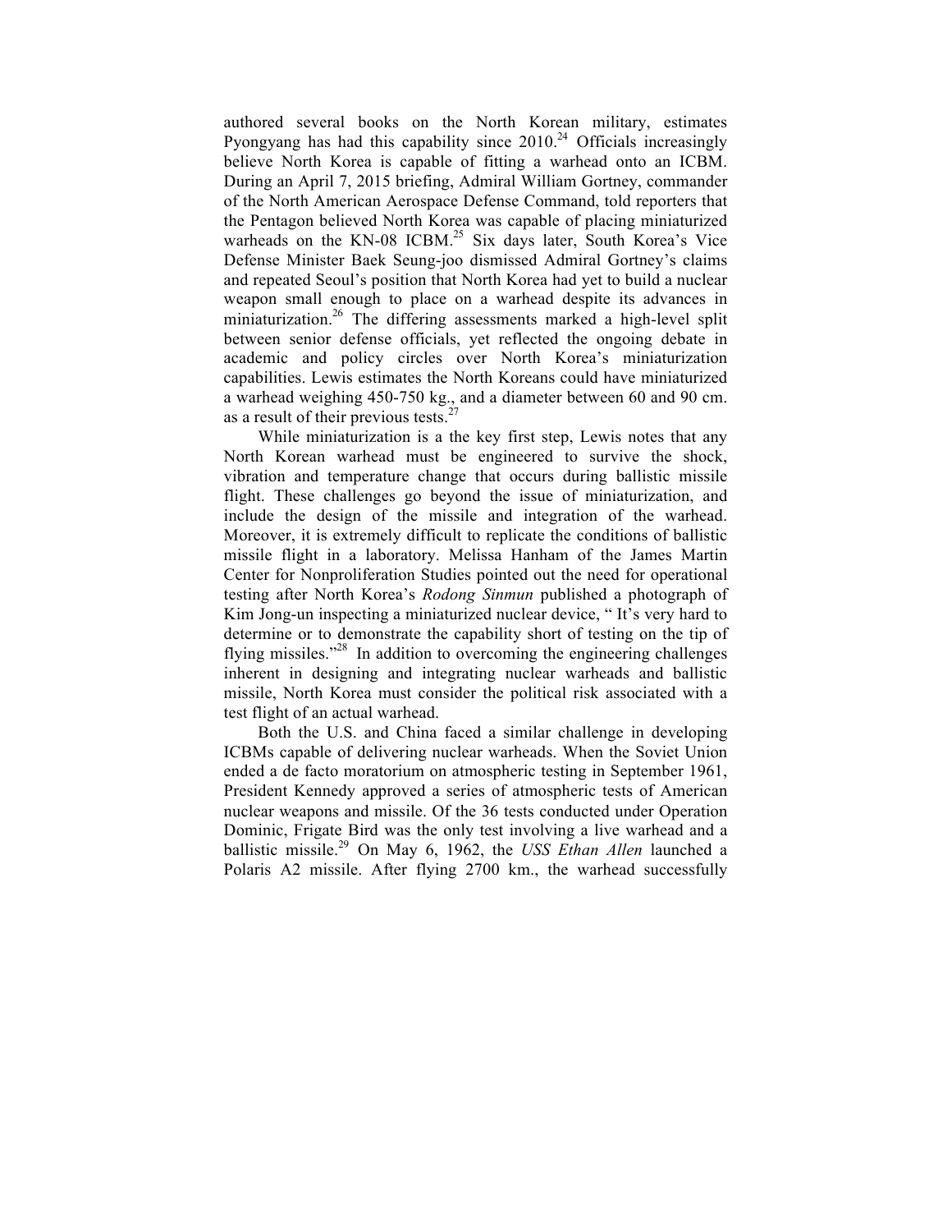authored several books on the North Korean military, estimates Pyongyang has had this capability since 2010.[24] Officials increasingly believe North Korea is capable of fitting a warhead onto an ICBM. During an April 7, 2015 briefing, Admiral William Gortney, commander of the North American Aerospace Defense Command, told reporters that the Pentagon believed North Korea was capable of placing miniaturized warheads on the KN-08 ICBM.[25] Six days later, South Korea's Vice Defense Minister Baek Seung-joo dismissed Admiral Gortney's claims and repeated Seoul's position that North Korea had yet to build a nuclear weapon small enough to place on a warhead despite its advances in miniaturization.[26] The differing assessments marked a high-level split between senior defense officials, yet reflected the ongoing debate in academic and policy circles over North Korea's miniaturization capabilities. Lewis estimates the North Koreans could have miniaturized a warhead weighing 450-750 kg., and a diameter between 60 and 90 cm. as a result of their previous tests.[27]

While miniaturization is a the key first step, Lewis notes that any North Korean warhead must be engineered to survive the shock, vibration and temperature change that occurs during ballistic missile flight. These challenges go beyond the issue of miniaturization, and include the design of the missile and integration of the warhead. Moreover, it is extremely difficult to replicate the conditions of ballistic missile flight in a laboratory. Melissa Hanham of the James Martin Center for Nonproliferation Studies pointed out the need for operational testing after North Korea's *Rodong Sinmun* published a photograph of Kim Jong-un inspecting a miniaturized nuclear device, " It's very hard to determine or to demonstrate the capability short of testing on the tip of flying missiles."[28] In addition to overcoming the engineering challenges inherent in designing and integrating nuclear warheads and ballistic missile, North Korea must consider the political risk associated with a test flight of an actual warhead.

Both the U.S. and China faced a similar challenge in developing ICBMs capable of delivering nuclear warheads. When the Soviet Union ended a de facto moratorium on atmospheric testing in September 1961, President Kennedy approved a series of atmospheric tests of American nuclear weapons and missile. Of the 36 tests conducted under Operation Dominic, Frigate Bird was the only test involving a live warhead and a ballistic missile.[29] On May 6, 1962, the *USS Ethan Allen* launched a Polaris A2 missile. After flying 2700 km., the warhead successfully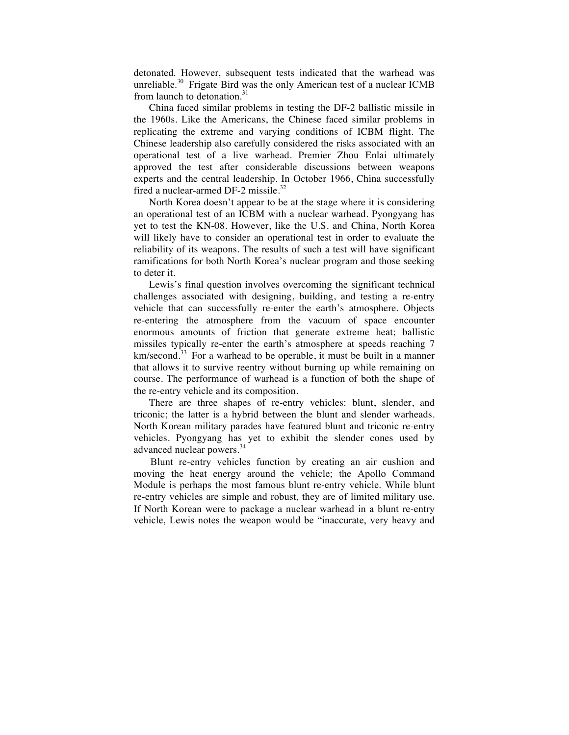detonated. However, subsequent tests indicated that the warhead was unreliable.[30] Frigate Bird was the only American test of a nuclear ICMB from launch to detonation.[31]

China faced similar problems in testing the DF-2 ballistic missile in the 1960s. Like the Americans, the Chinese faced similar problems in replicating the extreme and varying conditions of ICBM flight. The Chinese leadership also carefully considered the risks associated with an operational test of a live warhead. Premier Zhou Enlai ultimately approved the test after considerable discussions between weapons experts and the central leadership. In October 1966, China successfully fired a nuclear-armed DF-2 missile.[32]

North Korea doesn't appear to be at the stage where it is considering an operational test of an ICBM with a nuclear warhead. Pyongyang has yet to test the KN-08. However, like the U.S. and China, North Korea will likely have to consider an operational test in order to evaluate the reliability of its weapons. The results of such a test will have significant ramifications for both North Korea's nuclear program and those seeking to deter it.

Lewis's final question involves overcoming the significant technical challenges associated with designing, building, and testing a re-entry vehicle that can successfully re-enter the earth's atmosphere. Objects re-entering the atmosphere from the vacuum of space encounter enormous amounts of friction that generate extreme heat; ballistic missiles typically re-enter the earth's atmosphere at speeds reaching 7 km/second.[33] For a warhead to be operable, it must be built in a manner that allows it to survive reentry without burning up while remaining on course. The performance of warhead is a function of both the shape of the re-entry vehicle and its composition.

There are three shapes of re-entry vehicles: blunt, slender, and triconic; the latter is a hybrid between the blunt and slender warheads. North Korean military parades have featured blunt and triconic re-entry vehicles. Pyongyang has yet to exhibit the slender cones used by advanced nuclear powers.[34]

Blunt re-entry vehicles function by creating an air cushion and moving the heat energy around the vehicle; the Apollo Command Module is perhaps the most famous blunt re-entry vehicle. While blunt re-entry vehicles are simple and robust, they are of limited military use. If North Korean were to package a nuclear warhead in a blunt re-entry vehicle, Lewis notes the weapon would be "inaccurate, very heavy and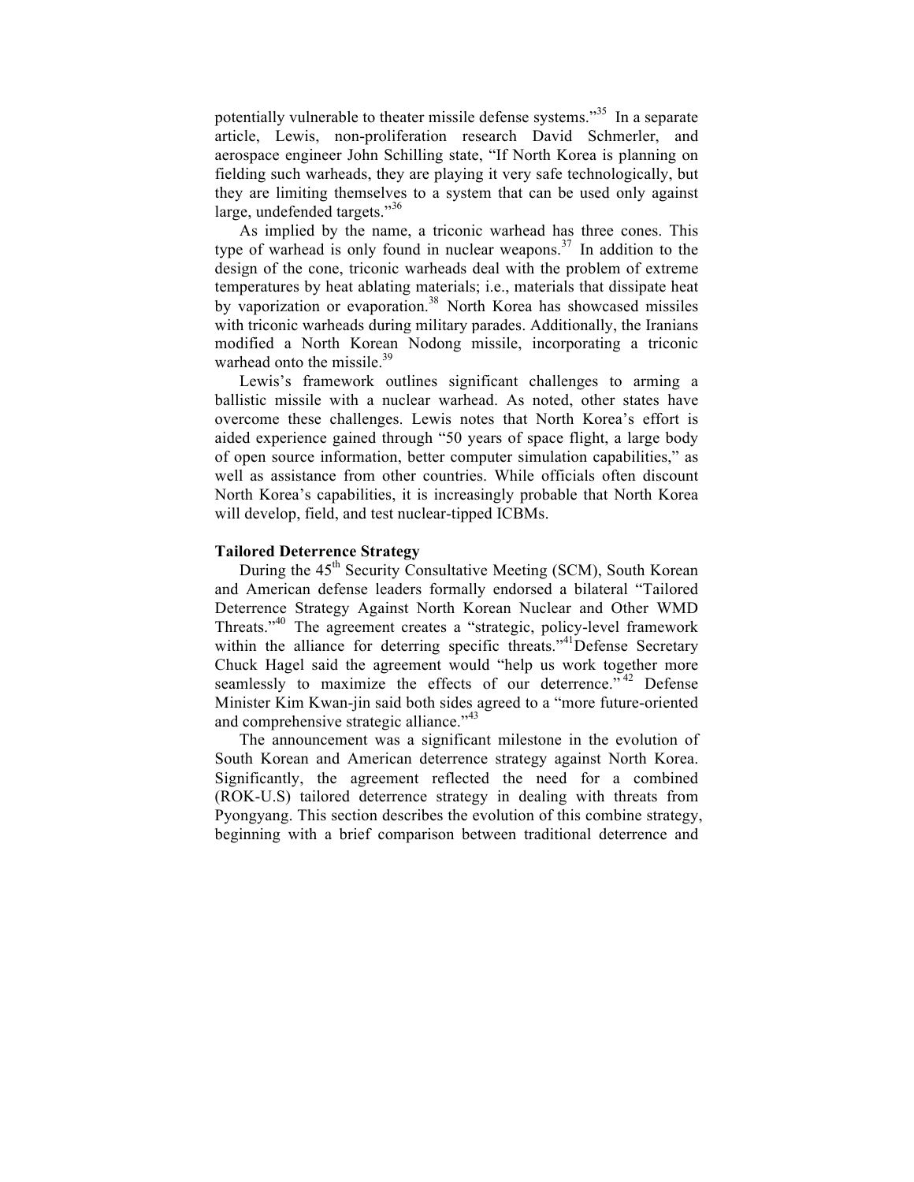potentially vulnerable to theater missile defense systems."[35] In a separate article, Lewis, non-proliferation research David Schmerler, and aerospace engineer John Schilling state, "If North Korea is planning on fielding such warheads, they are playing it very safe technologically, but they are limiting themselves to a system that can be used only against large, undefended targets."[36]

As implied by the name, a triconic warhead has three cones. This type of warhead is only found in nuclear weapons.[37] In addition to the design of the cone, triconic warheads deal with the problem of extreme temperatures by heat ablating materials; i.e., materials that dissipate heat by vaporization or evaporation.[38] North Korea has showcased missiles with triconic warheads during military parades. Additionally, the Iranians modified a North Korean Nodong missile, incorporating a triconic warhead onto the missile.[39]

Lewis's framework outlines significant challenges to arming a ballistic missile with a nuclear warhead. As noted, other states have overcome these challenges. Lewis notes that North Korea's effort is aided experience gained through "50 years of space flight, a large body of open source information, better computer simulation capabilities," as well as assistance from other countries. While officials often discount North Korea's capabilities, it is increasingly probable that North Korea will develop, field, and test nuclear-tipped ICBMs.

**Tailored Deterrence Strategy**

During the 45th Security Consultative Meeting (SCM), South Korean and American defense leaders formally endorsed a bilateral "Tailored Deterrence Strategy Against North Korean Nuclear and Other WMD Threats."[40] The agreement creates a "strategic, policy-level framework within the alliance for deterring specific threats."[41]Defense Secretary Chuck Hagel said the agreement would "help us work together more seamlessly to maximize the effects of our deterrence."[42] Defense Minister Kim Kwan-jin said both sides agreed to a "more future-oriented and comprehensive strategic alliance."[43]

The announcement was a significant milestone in the evolution of South Korean and American deterrence strategy against North Korea. Significantly, the agreement reflected the need for a combined (ROK-U.S) tailored deterrence strategy in dealing with threats from Pyongyang. This section describes the evolution of this combine strategy, beginning with a brief comparison between traditional deterrence and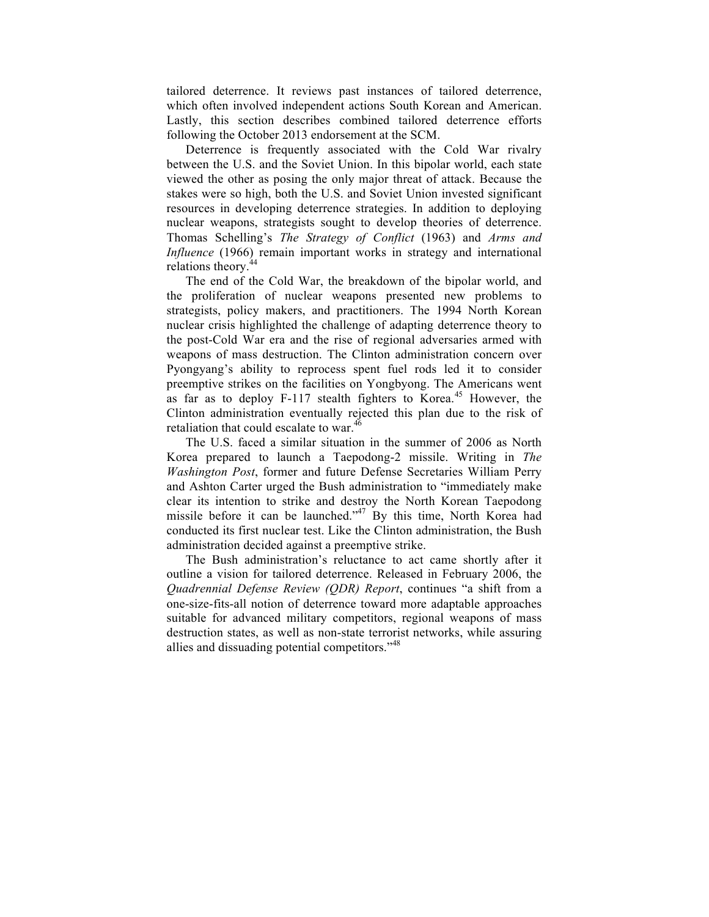tailored deterrence. It reviews past instances of tailored deterrence, which often involved independent actions South Korean and American. Lastly, this section describes combined tailored deterrence efforts following the October 2013 endorsement at the SCM.

Deterrence is frequently associated with the Cold War rivalry between the U.S. and the Soviet Union. In this bipolar world, each state viewed the other as posing the only major threat of attack. Because the stakes were so high, both the U.S. and Soviet Union invested significant resources in developing deterrence strategies. In addition to deploying nuclear weapons, strategists sought to develop theories of deterrence. Thomas Schelling's *The Strategy of Conflict* (1963) and *Arms and Influence* (1966) remain important works in strategy and international relations theory.[44]

The end of the Cold War, the breakdown of the bipolar world, and the proliferation of nuclear weapons presented new problems to strategists, policy makers, and practitioners. The 1994 North Korean nuclear crisis highlighted the challenge of adapting deterrence theory to the post-Cold War era and the rise of regional adversaries armed with weapons of mass destruction. The Clinton administration concern over Pyongyang's ability to reprocess spent fuel rods led it to consider preemptive strikes on the facilities on Yongbyong. The Americans went as far as to deploy F-117 stealth fighters to Korea.[45] However, the Clinton administration eventually rejected this plan due to the risk of retaliation that could escalate to war.[46]

The U.S. faced a similar situation in the summer of 2006 as North Korea prepared to launch a Taepodong-2 missile. Writing in *The Washington Post*, former and future Defense Secretaries William Perry and Ashton Carter urged the Bush administration to "immediately make clear its intention to strike and destroy the North Korean Taepodong missile before it can be launched."[47] By this time, North Korea had conducted its first nuclear test. Like the Clinton administration, the Bush administration decided against a preemptive strike.

The Bush administration's reluctance to act came shortly after it outline a vision for tailored deterrence. Released in February 2006, the *Quadrennial Defense Review (QDR) Report*, continues "a shift from a one-size-fits-all notion of deterrence toward more adaptable approaches suitable for advanced military competitors, regional weapons of mass destruction states, as well as non-state terrorist networks, while assuring allies and dissuading potential competitors."[48]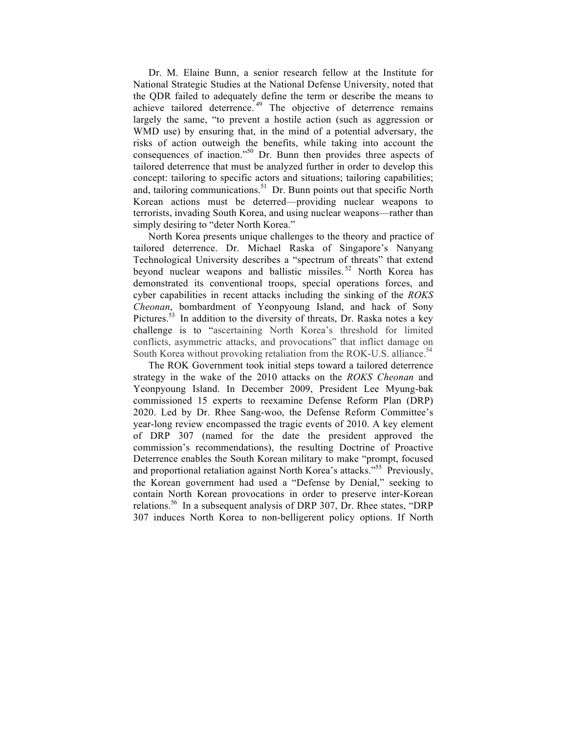Dr. M. Elaine Bunn, a senior research fellow at the Institute for National Strategic Studies at the National Defense University, noted that the QDR failed to adequately define the term or describe the means to achieve tailored deterrence.[49] The objective of deterrence remains largely the same, "to prevent a hostile action (such as aggression or WMD use) by ensuring that, in the mind of a potential adversary, the risks of action outweigh the benefits, while taking into account the consequences of inaction."[50] Dr. Bunn then provides three aspects of tailored deterrence that must be analyzed further in order to develop this concept: tailoring to specific actors and situations; tailoring capabilities; and, tailoring communications.[51] Dr. Bunn points out that specific North Korean actions must be deterred—providing nuclear weapons to terrorists, invading South Korea, and using nuclear weapons—rather than simply desiring to "deter North Korea."

North Korea presents unique challenges to the theory and practice of tailored deterrence. Dr. Michael Raska of Singapore's Nanyang Technological University describes a "spectrum of threats" that extend beyond nuclear weapons and ballistic missiles.[52] North Korea has demonstrated its conventional troops, special operations forces, and cyber capabilities in recent attacks including the sinking of the *ROKS Cheonan*, bombardment of Yeonpyoung Island, and hack of Sony Pictures.[53] In addition to the diversity of threats, Dr. Raska notes a key challenge is to "ascertaining North Korea's threshold for limited conflicts, asymmetric attacks, and provocations" that inflict damage on South Korea without provoking retaliation from the ROK-U.S. alliance.[54]

The ROK Government took initial steps toward a tailored deterrence strategy in the wake of the 2010 attacks on the *ROKS Cheonan* and Yeonpyoung Island. In December 2009, President Lee Myung-bak commissioned 15 experts to reexamine Defense Reform Plan (DRP) 2020. Led by Dr. Rhee Sang-woo, the Defense Reform Committee's year-long review encompassed the tragic events of 2010. A key element of DRP 307 (named for the date the president approved the commission's recommendations), the resulting Doctrine of Proactive Deterrence enables the South Korean military to make "prompt, focused and proportional retaliation against North Korea's attacks."[55] Previously, the Korean government had used a "Defense by Denial," seeking to contain North Korean provocations in order to preserve inter-Korean relations.[56] In a subsequent analysis of DRP 307, Dr. Rhee states, "DRP 307 induces North Korea to non-belligerent policy options. If North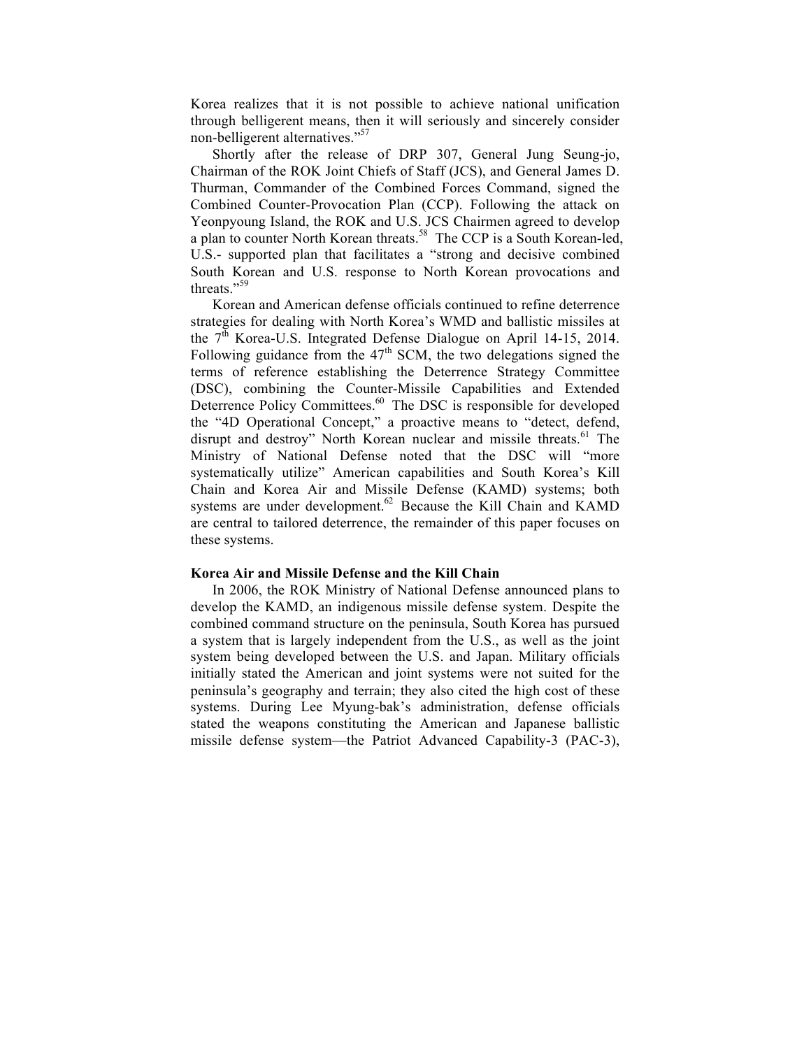Korea realizes that it is not possible to achieve national unification through belligerent means, then it will seriously and sincerely consider non-belligerent alternatives."[57]

Shortly after the release of DRP 307, General Jung Seung-jo, Chairman of the ROK Joint Chiefs of Staff (JCS), and General James D. Thurman, Commander of the Combined Forces Command, signed the Combined Counter-Provocation Plan (CCP). Following the attack on Yeonpyoung Island, the ROK and U.S. JCS Chairmen agreed to develop a plan to counter North Korean threats.[58] The CCP is a South Korean-led, U.S.- supported plan that facilitates a "strong and decisive combined South Korean and U.S. response to North Korean provocations and threats."[59]

Korean and American defense officials continued to refine deterrence strategies for dealing with North Korea's WMD and ballistic missiles at the 7th Korea-U.S. Integrated Defense Dialogue on April 14-15, 2014. Following guidance from the 47th SCM, the two delegations signed the terms of reference establishing the Deterrence Strategy Committee (DSC), combining the Counter-Missile Capabilities and Extended Deterrence Policy Committees.[60] The DSC is responsible for developed the "4D Operational Concept," a proactive means to "detect, defend, disrupt and destroy" North Korean nuclear and missile threats.[61] The Ministry of National Defense noted that the DSC will "more systematically utilize" American capabilities and South Korea's Kill Chain and Korea Air and Missile Defense (KAMD) systems; both systems are under development.[62] Because the Kill Chain and KAMD are central to tailored deterrence, the remainder of this paper focuses on these systems.

**Korea Air and Missile Defense and the Kill Chain**

In 2006, the ROK Ministry of National Defense announced plans to develop the KAMD, an indigenous missile defense system. Despite the combined command structure on the peninsula, South Korea has pursued a system that is largely independent from the U.S., as well as the joint system being developed between the U.S. and Japan. Military officials initially stated the American and joint systems were not suited for the peninsula's geography and terrain; they also cited the high cost of these systems. During Lee Myung-bak's administration, defense officials stated the weapons constituting the American and Japanese ballistic missile defense system—the Patriot Advanced Capability-3 (PAC-3),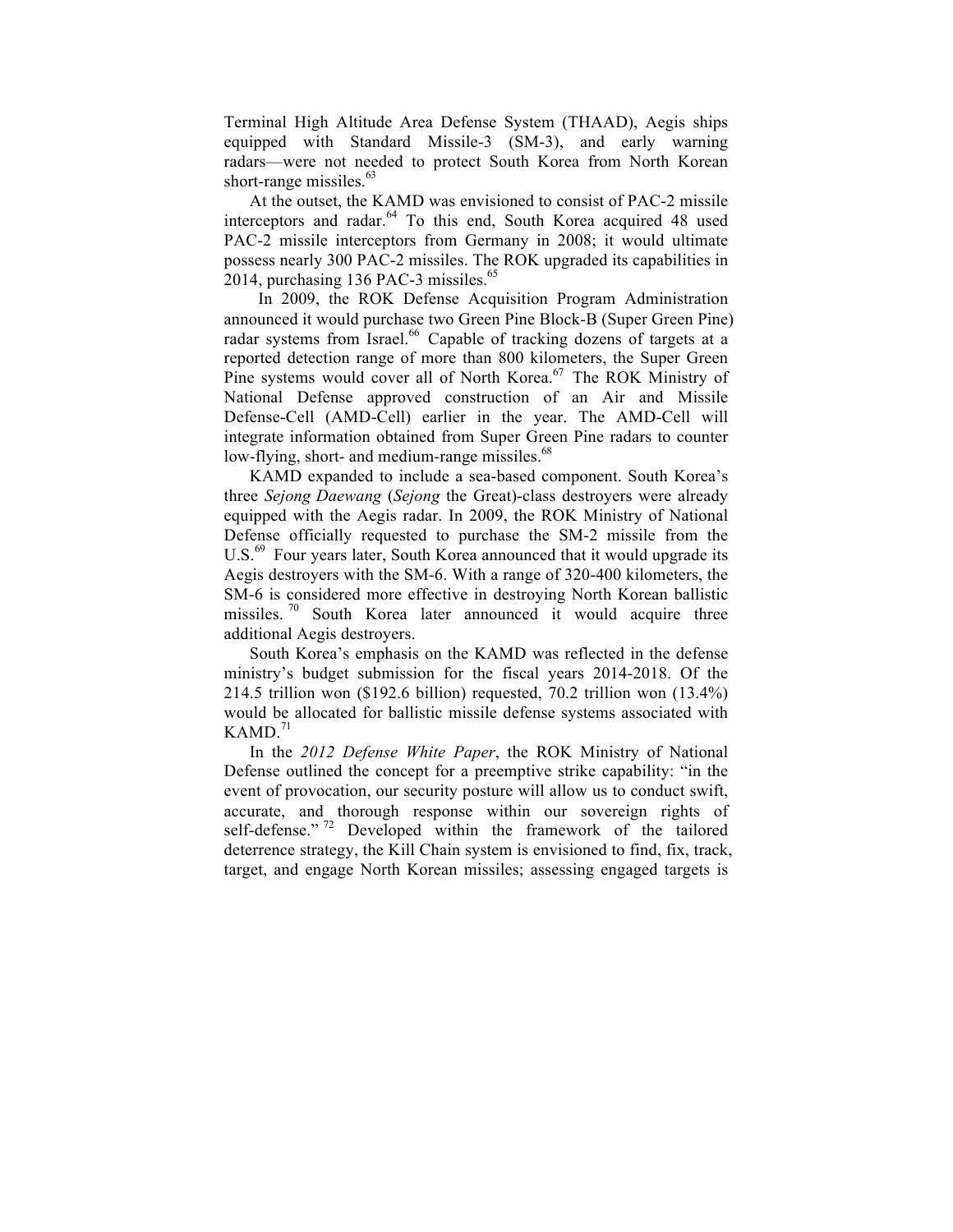Terminal High Altitude Area Defense System (THAAD), Aegis ships equipped with Standard Missile-3 (SM-3), and early warning radars—were not needed to protect South Korea from North Korean short-range missiles.[63]

At the outset, the KAMD was envisioned to consist of PAC-2 missile interceptors and radar.[64] To this end, South Korea acquired 48 used PAC-2 missile interceptors from Germany in 2008; it would ultimate possess nearly 300 PAC-2 missiles. The ROK upgraded its capabilities in 2014, purchasing 136 PAC-3 missiles.[65]

In 2009, the ROK Defense Acquisition Program Administration announced it would purchase two Green Pine Block-B (Super Green Pine) radar systems from Israel.[66] Capable of tracking dozens of targets at a reported detection range of more than 800 kilometers, the Super Green Pine systems would cover all of North Korea.[67] The ROK Ministry of National Defense approved construction of an Air and Missile Defense-Cell (AMD-Cell) earlier in the year. The AMD-Cell will integrate information obtained from Super Green Pine radars to counter low-flying, short- and medium-range missiles.[68]

KAMD expanded to include a sea-based component. South Korea's three *Sejong Daewang* (*Sejong* the Great)-class destroyers were already equipped with the Aegis radar. In 2009, the ROK Ministry of National Defense officially requested to purchase the SM-2 missile from the U.S.[69] Four years later, South Korea announced that it would upgrade its Aegis destroyers with the SM-6. With a range of 320-400 kilometers, the SM-6 is considered more effective in destroying North Korean ballistic missiles.[70] South Korea later announced it would acquire three additional Aegis destroyers.

South Korea's emphasis on the KAMD was reflected in the defense ministry's budget submission for the fiscal years 2014-2018. Of the 214.5 trillion won ($192.6 billion) requested, 70.2 trillion won (13.4%) would be allocated for ballistic missile defense systems associated with KAMD.[71]

In the *2012 Defense White Paper*, the ROK Ministry of National Defense outlined the concept for a preemptive strike capability: "in the event of provocation, our security posture will allow us to conduct swift, accurate, and thorough response within our sovereign rights of self-defense."[72] Developed within the framework of the tailored deterrence strategy, the Kill Chain system is envisioned to find, fix, track, target, and engage North Korean missiles; assessing engaged targets is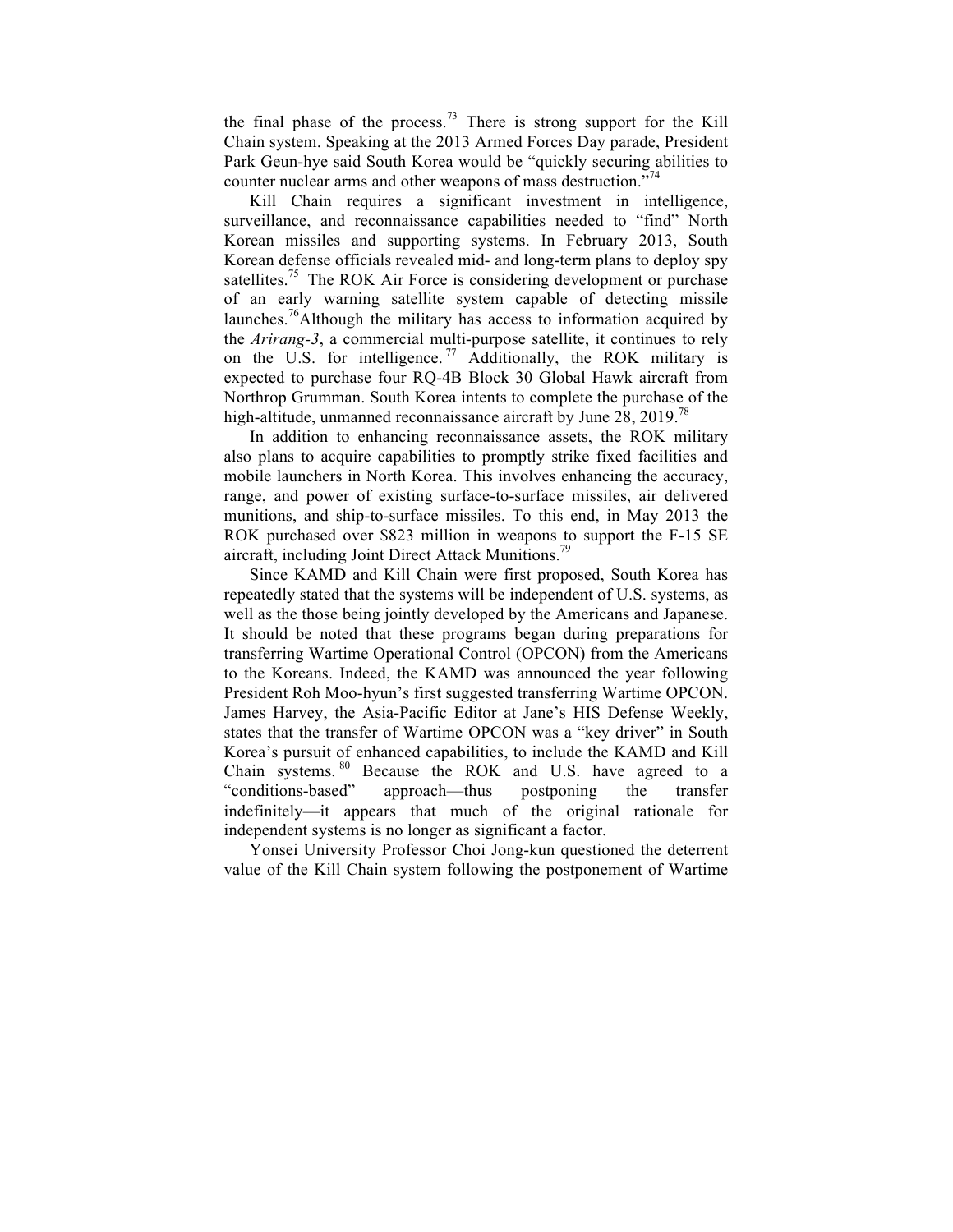the final phase of the process.[73] There is strong support for the Kill Chain system. Speaking at the 2013 Armed Forces Day parade, President Park Geun-hye said South Korea would be "quickly securing abilities to counter nuclear arms and other weapons of mass destruction."[74]

Kill Chain requires a significant investment in intelligence, surveillance, and reconnaissance capabilities needed to "find" North Korean missiles and supporting systems. In February 2013, South Korean defense officials revealed mid- and long-term plans to deploy spy satellites.[75] The ROK Air Force is considering development or purchase of an early warning satellite system capable of detecting missile launches.[76]Although the military has access to information acquired by the *Arirang-3*, a commercial multi-purpose satellite, it continues to rely on the U.S. for intelligence.[77] Additionally, the ROK military is expected to purchase four RQ-4B Block 30 Global Hawk aircraft from Northrop Grumman. South Korea intents to complete the purchase of the high-altitude, unmanned reconnaissance aircraft by June 28, 2019.[78]

In addition to enhancing reconnaissance assets, the ROK military also plans to acquire capabilities to promptly strike fixed facilities and mobile launchers in North Korea. This involves enhancing the accuracy, range, and power of existing surface-to-surface missiles, air delivered munitions, and ship-to-surface missiles. To this end, in May 2013 the ROK purchased over $823 million in weapons to support the F-15 SE aircraft, including Joint Direct Attack Munitions.[79]

Since KAMD and Kill Chain were first proposed, South Korea has repeatedly stated that the systems will be independent of U.S. systems, as well as the those being jointly developed by the Americans and Japanese. It should be noted that these programs began during preparations for transferring Wartime Operational Control (OPCON) from the Americans to the Koreans. Indeed, the KAMD was announced the year following President Roh Moo-hyun's first suggested transferring Wartime OPCON. James Harvey, the Asia-Pacific Editor at Jane's HIS Defense Weekly, states that the transfer of Wartime OPCON was a "key driver" in South Korea's pursuit of enhanced capabilities, to include the KAMD and Kill Chain systems.[80] Because the ROK and U.S. have agreed to a "conditions-based" approach—thus postponing the transfer indefinitely—it appears that much of the original rationale for independent systems is no longer as significant a factor.

Yonsei University Professor Choi Jong-kun questioned the deterrent value of the Kill Chain system following the postponement of Wartime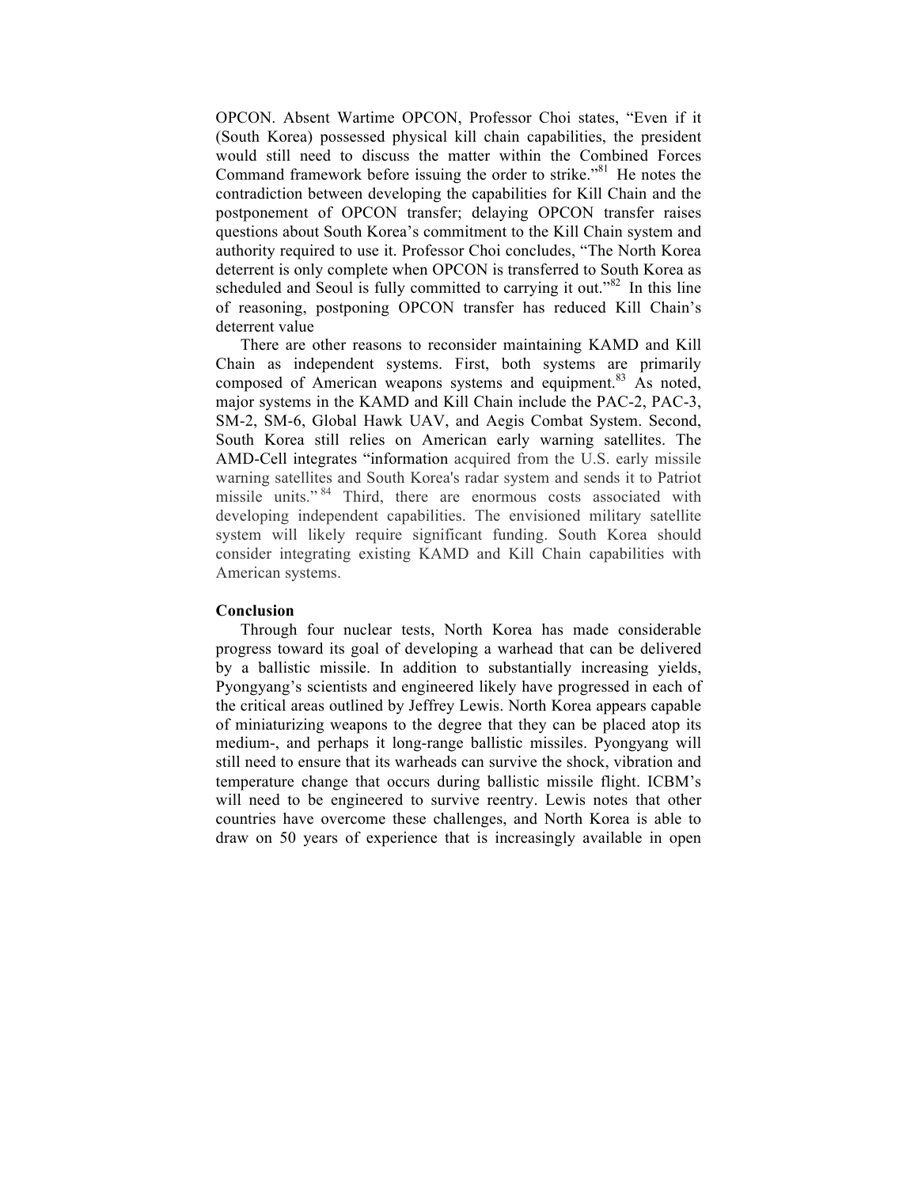OPCON. Absent Wartime OPCON, Professor Choi states, “Even if it (South Korea) possessed physical kill chain capabilities, the president would still need to discuss the matter within the Combined Forces Command framework before issuing the order to strike.”[81] He notes the contradiction between developing the capabilities for Kill Chain and the postponement of OPCON transfer; delaying OPCON transfer raises questions about South Korea’s commitment to the Kill Chain system and authority required to use it. Professor Choi concludes, “The North Korea deterrent is only complete when OPCON is transferred to South Korea as scheduled and Seoul is fully committed to carrying it out.”[82] In this line of reasoning, postponing OPCON transfer has reduced Kill Chain’s deterrent value

There are other reasons to reconsider maintaining KAMD and Kill Chain as independent systems. First, both systems are primarily composed of American weapons systems and equipment.[83] As noted, major systems in the KAMD and Kill Chain include the PAC-2, PAC-3, SM-2, SM-6, Global Hawk UAV, and Aegis Combat System. Second, South Korea still relies on American early warning satellites. The AMD-Cell integrates “information acquired from the U.S. early missile warning satellites and South Korea's radar system and sends it to Patriot missile units.”[84] Third, there are enormous costs associated with developing independent capabilities. The envisioned military satellite system will likely require significant funding. South Korea should consider integrating existing KAMD and Kill Chain capabilities with American systems.

## Conclusion

Through four nuclear tests, North Korea has made considerable progress toward its goal of developing a warhead that can be delivered by a ballistic missile. In addition to substantially increasing yields, Pyongyang’s scientists and engineered likely have progressed in each of the critical areas outlined by Jeffrey Lewis. North Korea appears capable of miniaturizing weapons to the degree that they can be placed atop its medium-, and perhaps it long-range ballistic missiles. Pyongyang will still need to ensure that its warheads can survive the shock, vibration and temperature change that occurs during ballistic missile flight. ICBM’s will need to be engineered to survive reentry. Lewis notes that other countries have overcome these challenges, and North Korea is able to draw on 50 years of experience that is increasingly available in open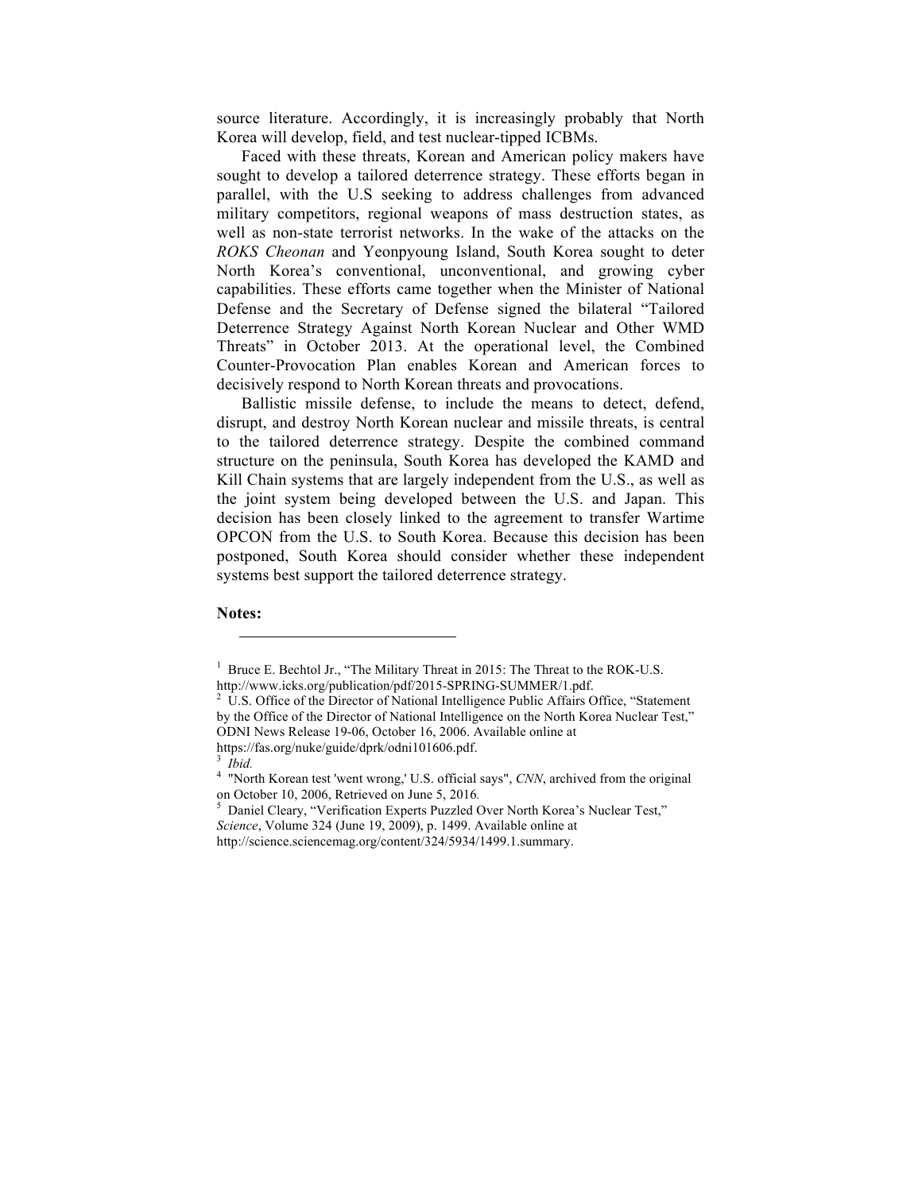source literature. Accordingly, it is increasingly probably that North Korea will develop, field, and test nuclear-tipped ICBMs.

Faced with these threats, Korean and American policy makers have sought to develop a tailored deterrence strategy. These efforts began in parallel, with the U.S seeking to address challenges from advanced military competitors, regional weapons of mass destruction states, as well as non-state terrorist networks. In the wake of the attacks on the *ROKS Cheonan* and Yeonpyoung Island, South Korea sought to deter North Korea's conventional, unconventional, and growing cyber capabilities. These efforts came together when the Minister of National Defense and the Secretary of Defense signed the bilateral "Tailored Deterrence Strategy Against North Korean Nuclear and Other WMD Threats" in October 2013. At the operational level, the Combined Counter-Provocation Plan enables Korean and American forces to decisively respond to North Korean threats and provocations.

Ballistic missile defense, to include the means to detect, defend, disrupt, and destroy North Korean nuclear and missile threats, is central to the tailored deterrence strategy. Despite the combined command structure on the peninsula, South Korea has developed the KAMD and Kill Chain systems that are largely independent from the U.S., as well as the joint system being developed between the U.S. and Japan. This decision has been closely linked to the agreement to transfer Wartime OPCON from the U.S. to South Korea. Because this decision has been postponed, South Korea should consider whether these independent systems best support the tailored deterrence strategy.

**Notes:**

---

[1] Bruce E. Bechtol Jr., "The Military Threat in 2015: The Threat to the ROK-U.S. http://www.icks.org/publication/pdf/2015-SPRING-SUMMER/1.pdf.

[2] U.S. Office of the Director of National Intelligence Public Affairs Office, "Statement by the Office of the Director of National Intelligence on the North Korea Nuclear Test," ODNI News Release 19-06, October 16, 2006. Available online at https://fas.org/nuke/guide/dprk/odni101606.pdf.

[3] *Ibid.*

[4] "North Korean test 'went wrong,' U.S. official says", *CNN*, archived from the original on October 10, 2006, Retrieved on June 5, 2016.

[5] Daniel Cleary, "Verification Experts Puzzled Over North Korea's Nuclear Test," *Science*, Volume 324 (June 19, 2009), p. 1499. Available online at http://science.sciencemag.org/content/324/5934/1499.1.summary.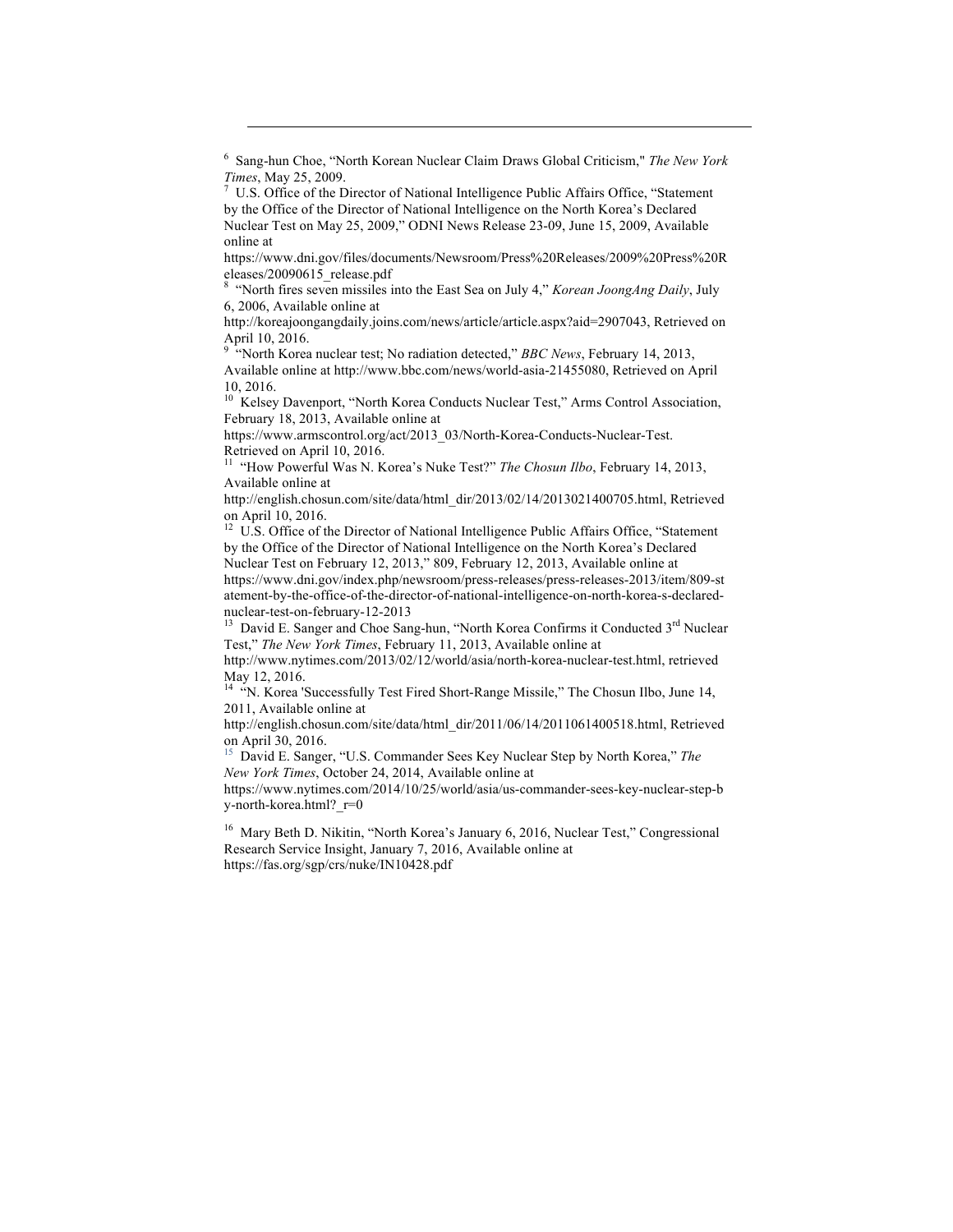[6] Sang-hun Choe, "North Korean Nuclear Claim Draws Global Criticism," *The New York Times*, May 25, 2009.

[7] U.S. Office of the Director of National Intelligence Public Affairs Office, "Statement by the Office of the Director of National Intelligence on the North Korea's Declared Nuclear Test on May 25, 2009," ODNI News Release 23-09, June 15, 2009, Available online at https://www.dni.gov/files/documents/Newsroom/Press%20Releases/2009%20Press%20Releases/20090615_release.pdf

[8] "North fires seven missiles into the East Sea on July 4," *Korean JoongAng Daily*, July 6, 2006, Available online at http://koreajoongangdaily.joins.com/news/article/article.aspx?aid=2907043, Retrieved on April 10, 2016.

[9] "North Korea nuclear test; No radiation detected," *BBC News*, February 14, 2013, Available online at http://www.bbc.com/news/world-asia-21455080, Retrieved on April 10, 2016.

[10] Kelsey Davenport, "North Korea Conducts Nuclear Test," Arms Control Association, February 18, 2013, Available online at https://www.armscontrol.org/act/2013_03/North-Korea-Conducts-Nuclear-Test. Retrieved on April 10, 2016.

[11] "How Powerful Was N. Korea's Nuke Test?" *The Chosun Ilbo*, February 14, 2013, Available online at http://english.chosun.com/site/data/html_dir/2013/02/14/2013021400705.html, Retrieved on April 10, 2016.

[12] U.S. Office of the Director of National Intelligence Public Affairs Office, "Statement by the Office of the Director of National Intelligence on the North Korea's Declared Nuclear Test on February 12, 2013," 809, February 12, 2013, Available online at https://www.dni.gov/index.php/newsroom/press-releases/press-releases-2013/item/809-statement-by-the-office-of-the-director-of-national-intelligence-on-north-korea-s-declared-nuclear-test-on-february-12-2013

[13] David E. Sanger and Choe Sang-hun, "North Korea Confirms it Conducted 3rd Nuclear Test," *The New York Times*, February 11, 2013, Available online at http://www.nytimes.com/2013/02/12/world/asia/north-korea-nuclear-test.html, retrieved May 12, 2016.

[14] "N. Korea 'Successfully Test Fired Short-Range Missile," The Chosun Ilbo, June 14, 2011, Available online at http://english.chosun.com/site/data/html_dir/2011/06/14/2011061400518.html, Retrieved on April 30, 2016.

[15] David E. Sanger, "U.S. Commander Sees Key Nuclear Step by North Korea," *The New York Times*, October 24, 2014, Available online at https://www.nytimes.com/2014/10/25/world/asia/us-commander-sees-key-nuclear-step-by-north-korea.html?_r=0

[16] Mary Beth D. Nikitin, "North Korea's January 6, 2016, Nuclear Test," Congressional Research Service Insight, January 7, 2016, Available online at https://fas.org/sgp/crs/nuke/IN10428.pdf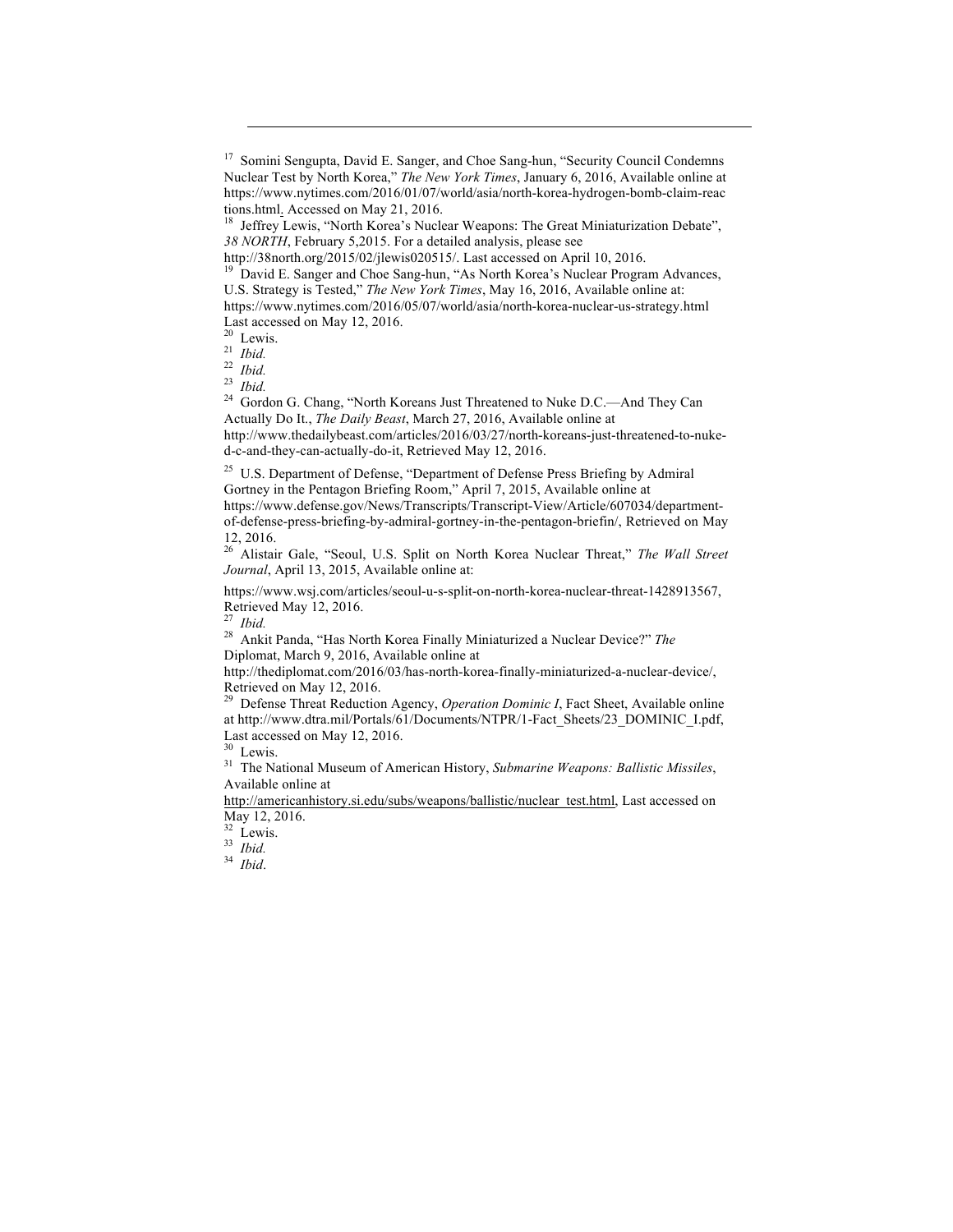[17] Somini Sengupta, David E. Sanger, and Choe Sang-hun, "Security Council Condemns Nuclear Test by North Korea," *The New York Times*, January 6, 2016, Available online at https://www.nytimes.com/2016/01/07/world/asia/north-korea-hydrogen-bomb-claim-reactions.html. Accessed on May 21, 2016.

[18] Jeffrey Lewis, "North Korea's Nuclear Weapons: The Great Miniaturization Debate", *38 NORTH*, February 5,2015. For a detailed analysis, please see http://38north.org/2015/02/jlewis020515/. Last accessed on April 10, 2016.

[19] David E. Sanger and Choe Sang-hun, "As North Korea's Nuclear Program Advances, U.S. Strategy is Tested," *The New York Times*, May 16, 2016, Available online at: https://www.nytimes.com/2016/05/07/world/asia/north-korea-nuclear-us-strategy.html Last accessed on May 12, 2016.

[20] Lewis.

[21] *Ibid.*

[22] *Ibid.*

[23] *Ibid.*

[24] Gordon G. Chang, "North Koreans Just Threatened to Nuke D.C.—And They Can Actually Do It., *The Daily Beast*, March 27, 2016, Available online at http://www.thedailybeast.com/articles/2016/03/27/north-koreans-just-threatened-to-nuke-d-c-and-they-can-actually-do-it, Retrieved May 12, 2016.

[25] U.S. Department of Defense, "Department of Defense Press Briefing by Admiral Gortney in the Pentagon Briefing Room," April 7, 2015, Available online at https://www.defense.gov/News/Transcripts/Transcript-View/Article/607034/department-of-defense-press-briefing-by-admiral-gortney-in-the-pentagon-briefin/, Retrieved on May 12, 2016.

[26] Alistair Gale, "Seoul, U.S. Split on North Korea Nuclear Threat," *The Wall Street Journal*, April 13, 2015, Available online at:

https://www.wsj.com/articles/seoul-u-s-split-on-north-korea-nuclear-threat-1428913567, Retrieved May 12, 2016.

[27] *Ibid.*

[28] Ankit Panda, "Has North Korea Finally Miniaturized a Nuclear Device?" *The* Diplomat, March 9, 2016, Available online at http://thediplomat.com/2016/03/has-north-korea-finally-miniaturized-a-nuclear-device/, Retrieved on May 12, 2016.

[29] Defense Threat Reduction Agency, *Operation Dominic I*, Fact Sheet, Available online at http://www.dtra.mil/Portals/61/Documents/NTPR/1-Fact_Sheets/23_DOMINIC_I.pdf, Last accessed on May 12, 2016.

[30] Lewis.

[31] The National Museum of American History, *Submarine Weapons: Ballistic Missiles*, Available online at http://americanhistory.si.edu/subs/weapons/ballistic/nuclear_test.html, Last accessed on May 12, 2016.

[32] Lewis.

[33] *Ibid.*

[34] *Ibid*.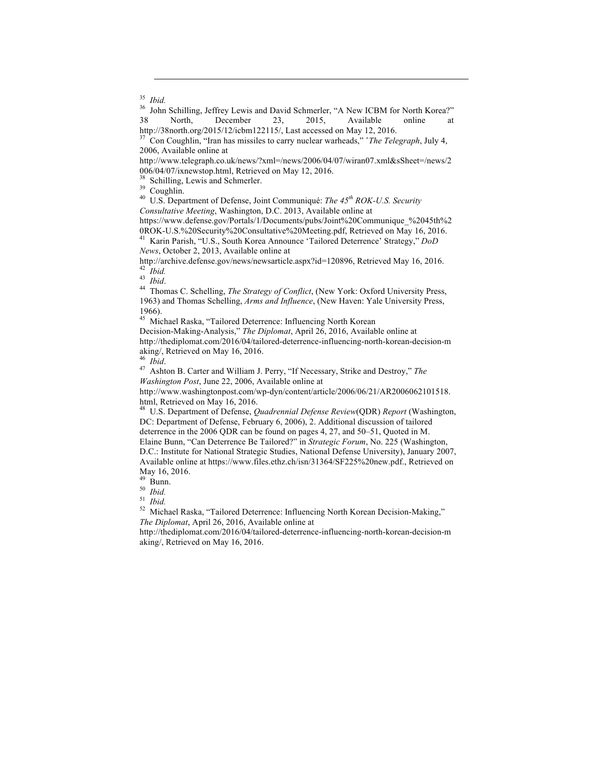---

[35] *Ibid.*

[36] John Schilling, Jeffrey Lewis and David Schmerler, "A New ICBM for North Korea?" 38 North, December 23, 2015, Available online at http://38north.org/2015/12/icbm122115/, Last accessed on May 12, 2016.

[37] Con Coughlin, "Iran has missiles to carry nuclear warheads," *The Telegraph*, July 4, 2006, Available online at http://www.telegraph.co.uk/news/?xml=/news/2006/04/07/wiran07.xml&sSheet=/news/2006/04/07/ixnewstop.html, Retrieved on May 12, 2016.

[38] Schilling, Lewis and Schmerler.

[39] Coughlin.

[40] U.S. Department of Defense, Joint Communiqué: *The 45th ROK-U.S. Security Consultative Meeting*, Washington, D.C. 2013, Available online at https://www.defense.gov/Portals/1/Documents/pubs/Joint%20Communique_%2045th%20ROK-U.S.%20Security%20Consultative%20Meeting.pdf, Retrieved on May 16, 2016.

[41] Karin Parish, "U.S., South Korea Announce 'Tailored Deterrence' Strategy," *DoD News*, October 2, 2013, Available online at http://archive.defense.gov/news/newsarticle.aspx?id=120896, Retrieved May 16, 2016.

[42] *Ibid.*

[43] *Ibid*.

[44] Thomas C. Schelling, *The Strategy of Conflict*, (New York: Oxford University Press, 1963) and Thomas Schelling, *Arms and Influence*, (New Haven: Yale University Press, 1966).

[45] Michael Raska, "Tailored Deterrence: Influencing North Korean Decision-Making-Analysis," *The Diplomat*, April 26, 2016, Available online at http://thediplomat.com/2016/04/tailored-deterrence-influencing-north-korean-decision-making/, Retrieved on May 16, 2016.

[46] *Ibid*.

[47] Ashton B. Carter and William J. Perry, "If Necessary, Strike and Destroy," *The Washington Post*, June 22, 2006, Available online at http://www.washingtonpost.com/wp-dyn/content/article/2006/06/21/AR2006062101518.html, Retrieved on May 16, 2016.

[48] U.S. Department of Defense, *Quadrennial Defense Review*(QDR) *Report* (Washington, DC: Department of Defense, February 6, 2006), 2. Additional discussion of tailored deterrence in the 2006 QDR can be found on pages 4, 27, and 50–51, Quoted in M. Elaine Bunn, "Can Deterrence Be Tailored?" in *Strategic Forum*, No. 225 (Washington, D.C.: Institute for National Strategic Studies, National Defense University), January 2007, Available online at https://www.files.ethz.ch/isn/31364/SF225%20new.pdf., Retrieved on May 16, 2016.

[49] Bunn.

[50] *Ibid.*

[51] *Ibid.*

[52] Michael Raska, "Tailored Deterrence: Influencing North Korean Decision-Making," *The Diplomat*, April 26, 2016, Available online at http://thediplomat.com/2016/04/tailored-deterrence-influencing-north-korean-decision-making/, Retrieved on May 16, 2016.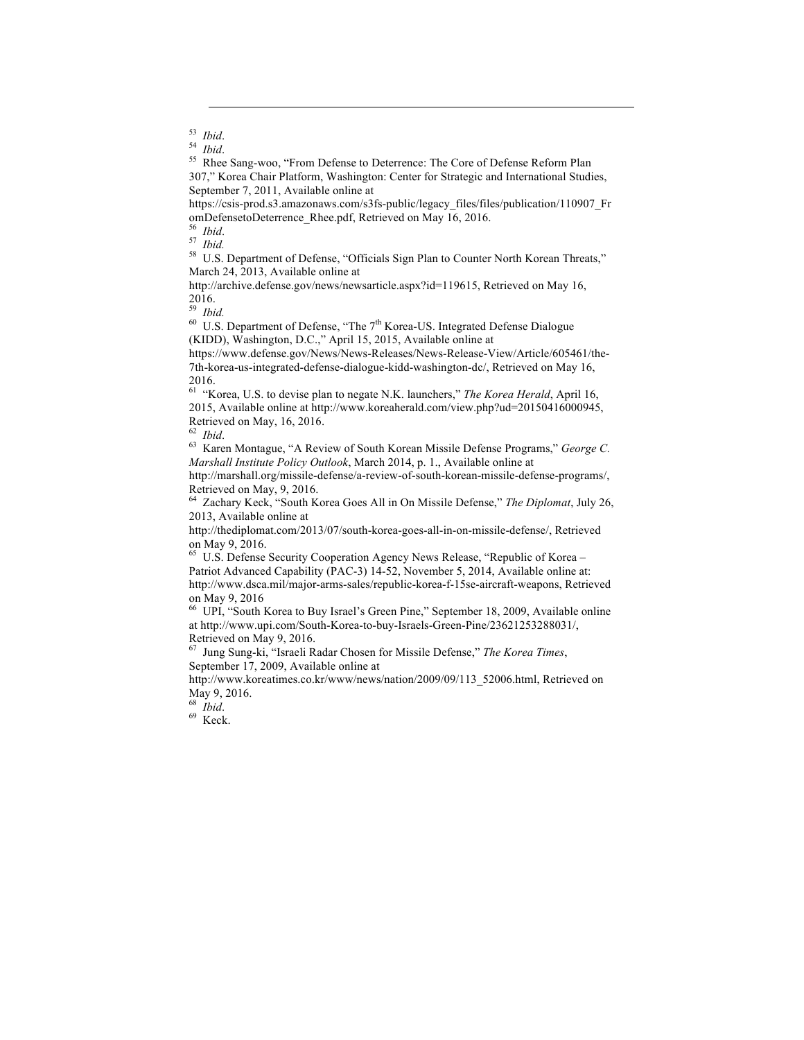[53] *Ibid*.

[54] *Ibid*.

[55] Rhee Sang-woo, "From Defense to Deterrence: The Core of Defense Reform Plan 307," Korea Chair Platform, Washington: Center for Strategic and International Studies, September 7, 2011, Available online at https://csis-prod.s3.amazonaws.com/s3fs-public/legacy_files/files/publication/110907_FromDefensetoDeterrence_Rhee.pdf, Retrieved on May 16, 2016.

[56] *Ibid*.

[57] *Ibid.*

[58] U.S. Department of Defense, "Officials Sign Plan to Counter North Korean Threats," March 24, 2013, Available online at http://archive.defense.gov/news/newsarticle.aspx?id=119615, Retrieved on May 16, 2016.

[59] *Ibid.*

[60] U.S. Department of Defense, "The 7th Korea-US. Integrated Defense Dialogue (KIDD), Washington, D.C.," April 15, 2015, Available online at https://www.defense.gov/News/News-Releases/News-Release-View/Article/605461/the-7th-korea-us-integrated-defense-dialogue-kidd-washington-dc/, Retrieved on May 16, 2016.

[61] "Korea, U.S. to devise plan to negate N.K. launchers," *The Korea Herald*, April 16, 2015, Available online at http://www.koreaherald.com/view.php?ud=20150416000945, Retrieved on May, 16, 2016.

[62] *Ibid*.

[63] Karen Montague, "A Review of South Korean Missile Defense Programs," *George C. Marshall Institute Policy Outlook*, March 2014, p. 1., Available online at http://marshall.org/missile-defense/a-review-of-south-korean-missile-defense-programs/, Retrieved on May, 9, 2016.

[64] Zachary Keck, "South Korea Goes All in On Missile Defense," *The Diplomat*, July 26, 2013, Available online at http://thediplomat.com/2013/07/south-korea-goes-all-in-on-missile-defense/, Retrieved on May 9, 2016.

[65] U.S. Defense Security Cooperation Agency News Release, "Republic of Korea – Patriot Advanced Capability (PAC-3) 14-52, November 5, 2014, Available online at: http://www.dsca.mil/major-arms-sales/republic-korea-f-15se-aircraft-weapons, Retrieved on May 9, 2016

[66] UPI, "South Korea to Buy Israel's Green Pine," September 18, 2009, Available online at http://www.upi.com/South-Korea-to-buy-Israels-Green-Pine/23621253288031/, Retrieved on May 9, 2016.

[67] Jung Sung-ki, "Israeli Radar Chosen for Missile Defense," *The Korea Times*, September 17, 2009, Available online at http://www.koreatimes.co.kr/www/news/nation/2009/09/113_52006.html, Retrieved on May 9, 2016.

[68] *Ibid*.

[69] Keck.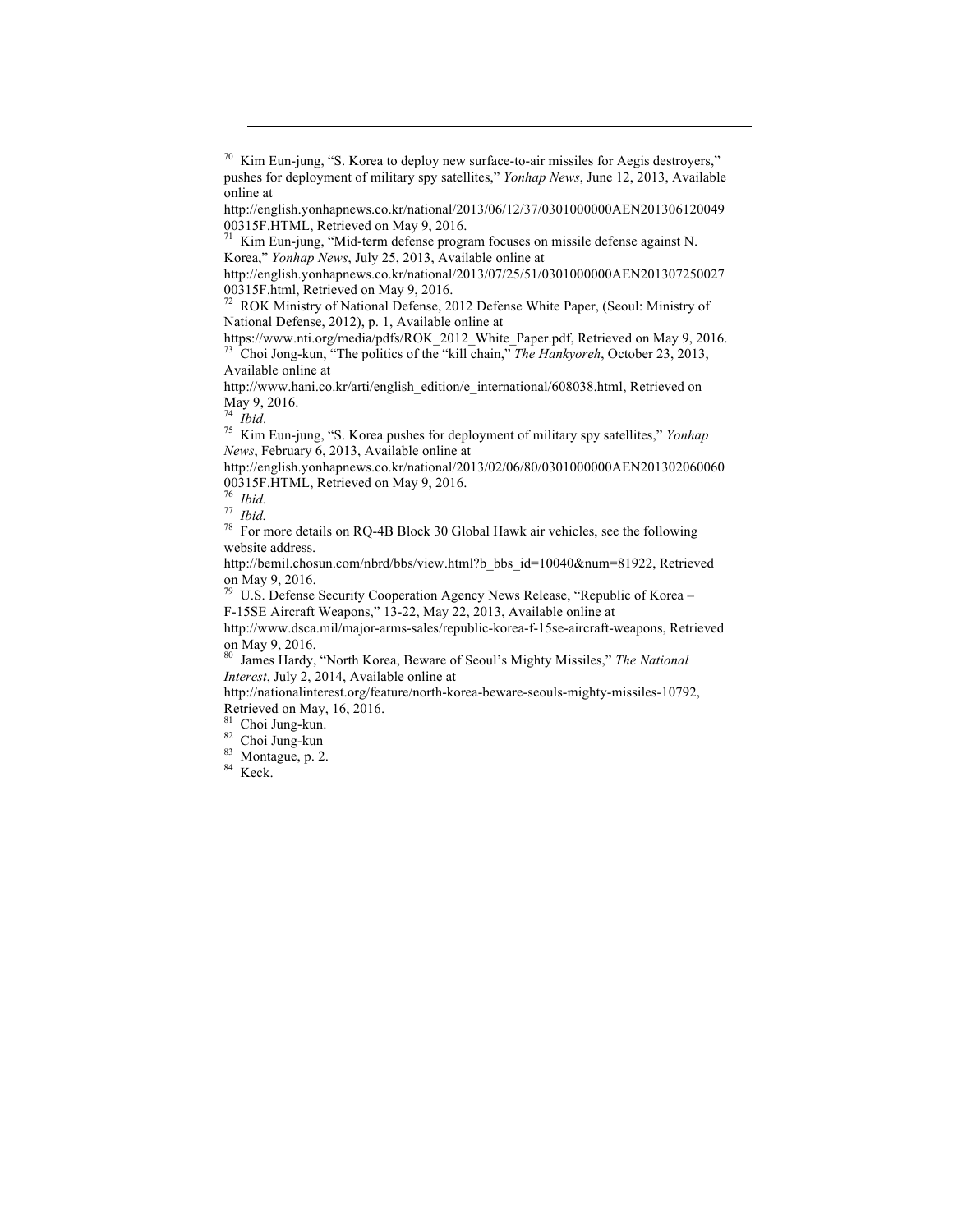[70] Kim Eun-jung, "S. Korea to deploy new surface-to-air missiles for Aegis destroyers," pushes for deployment of military spy satellites," *Yonhap News*, June 12, 2013, Available online at http://english.yonhapnews.co.kr/national/2013/06/12/37/0301000000AEN20130612004900315F.HTML, Retrieved on May 9, 2016.

[71] Kim Eun-jung, "Mid-term defense program focuses on missile defense against N. Korea," *Yonhap News*, July 25, 2013, Available online at http://english.yonhapnews.co.kr/national/2013/07/25/51/0301000000AEN20130725002700315F.html, Retrieved on May 9, 2016.

[72] ROK Ministry of National Defense, 2012 Defense White Paper, (Seoul: Ministry of National Defense, 2012), p. 1, Available online at https://www.nti.org/media/pdfs/ROK_2012_White_Paper.pdf, Retrieved on May 9, 2016.

[73] Choi Jong-kun, "The politics of the "kill chain," *The Hankyoreh*, October 23, 2013, Available online at http://www.hani.co.kr/arti/english_edition/e_international/608038.html, Retrieved on May 9, 2016.

[74] *Ibid*.

[75] Kim Eun-jung, "S. Korea pushes for deployment of military spy satellites," *Yonhap News*, February 6, 2013, Available online at http://english.yonhapnews.co.kr/national/2013/02/06/80/0301000000AEN20130206006000315F.HTML, Retrieved on May 9, 2016.

[76] *Ibid.*

[77] *Ibid.*

[78] For more details on RQ-4B Block 30 Global Hawk air vehicles, see the following website address. http://bemil.chosun.com/nbrd/bbs/view.html?b_bbs_id=10040&num=81922, Retrieved on May 9, 2016.

[79] U.S. Defense Security Cooperation Agency News Release, "Republic of Korea – F-15SE Aircraft Weapons," 13-22, May 22, 2013, Available online at http://www.dsca.mil/major-arms-sales/republic-korea-f-15se-aircraft-weapons, Retrieved on May 9, 2016.

[80] James Hardy, "North Korea, Beware of Seoul's Mighty Missiles," *The National Interest*, July 2, 2014, Available online at http://nationalinterest.org/feature/north-korea-beware-seouls-mighty-missiles-10792, Retrieved on May, 16, 2016.

[81] Choi Jung-kun.

[82] Choi Jung-kun

[83] Montague, p. 2.

[84] Keck.